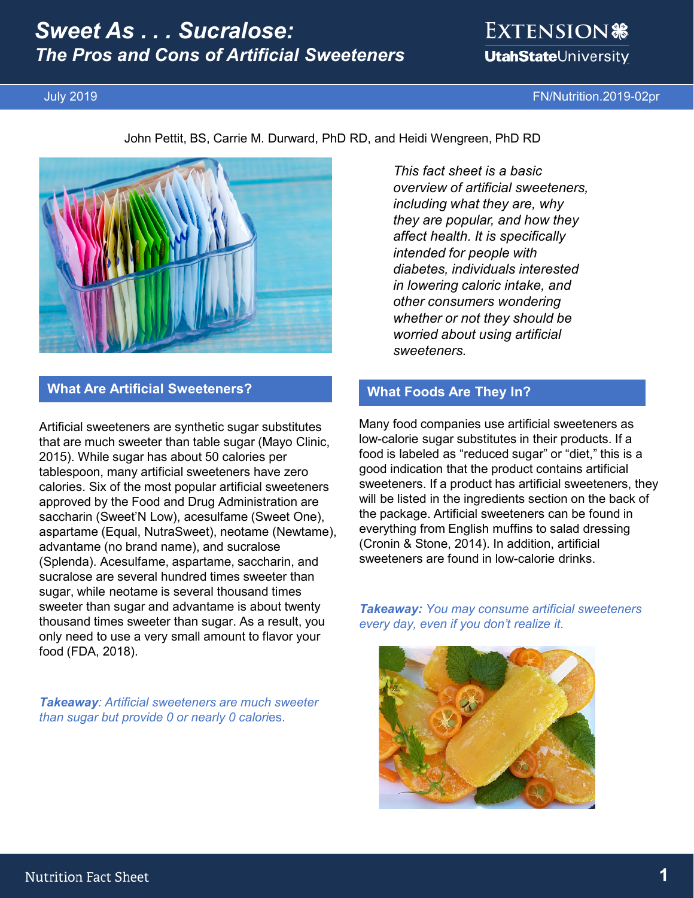# Sweet As . . . Sucralose: The Pros and Cons of Artificial Sweeteners

July 2019 FN/Nutrition.2019-02pr

John Pettit, BS, Carrie M. Durward, PhD RD, and Heidi Wengreen, PhD RD

*This fact sheet is a basic overview of artificial sweeteners, including what they are, why they are popular, and how they affect health. It is specifically intended for people with diabetes, individuals interested in lowering caloric intake, and other consumers wondering whether or not they should be worried about using artificial sweeteners.*

## What Are Artificial Sweeteners?

Artificial sweeteners are synthetic sugar substitutes that are much sweeter than table sugar (Mayo Clinic, 2015). While sugar has about 50 calories per tablespoon, many artificial sweeteners have zero calories. Six of the most popular artificial sweeteners approved by the Food and Drug Administration are saccharin (Sweet'N Low), acesulfame (Sweet One), aspartame (Equal, NutraSweet), neotame (Newtame), advantame (no brand name), and sucralose (Splenda). Acesulfame, aspartame, saccharin, and sucralose are several hundred times sweeter than sugar, while neotame is several thousand times sweeter than sugar and advantame is about twenty thousand times sweeter than sugar. As a result, you only need to use a very small amount to flavor your food (FDA, 2018).

***Takeaway**: Artificial sweeteners are much sweeter than sugar but provide 0 or nearly 0 calories.*

## What Foods Are They In?

Many food companies use artificial sweeteners as low-calorie sugar substitutes in their products. If a food is labeled as "reduced sugar" or "diet," this is a good indication that the product contains artificial sweeteners. If a product has artificial sweeteners, they will be listed in the ingredients section on the back of the package. Artificial sweeteners can be found in everything from English muffins to salad dressing (Cronin & Stone, 2014). In addition, artificial sweeteners are found in low-calorie drinks.

***Takeaway:** You may consume artificial sweeteners every day, even if you don't realize it.*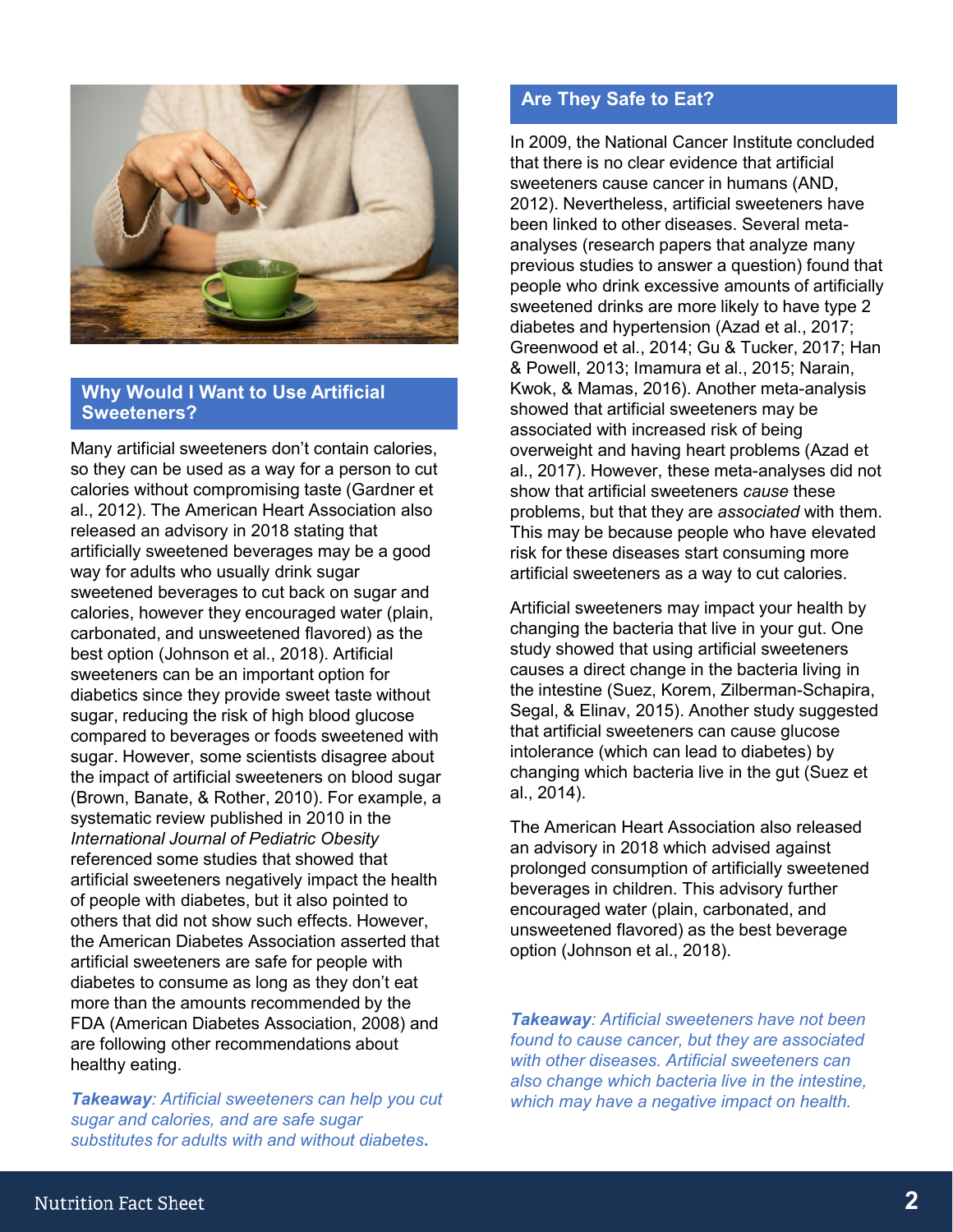## Why Would I Want to Use Artificial Sweeteners?

Many artificial sweeteners don't contain calories, so they can be used as a way for a person to cut calories without compromising taste (Gardner et al., 2012). The American Heart Association also released an advisory in 2018 stating that artificially sweetened beverages may be a good way for adults who usually drink sugar sweetened beverages to cut back on sugar and calories, however they encouraged water (plain, carbonated, and unsweetened flavored) as the best option (Johnson et al., 2018). Artificial sweeteners can be an important option for diabetics since they provide sweet taste without sugar, reducing the risk of high blood glucose compared to beverages or foods sweetened with sugar. However, some scientists disagree about the impact of artificial sweeteners on blood sugar (Brown, Banate, & Rother, 2010). For example, a systematic review published in 2010 in the *International Journal of Pediatric Obesity* referenced some studies that showed that artificial sweeteners negatively impact the health of people with diabetes, but it also pointed to others that did not show such effects. However, the American Diabetes Association asserted that artificial sweeteners are safe for people with diabetes to consume as long as they don't eat more than the amounts recommended by the FDA (American Diabetes Association, 2008) and are following other recommendations about healthy eating.

***Takeaway**: Artificial sweeteners can help you cut sugar and calories, and are safe sugar substitutes for adults with and without diabetes.*

## Are They Safe to Eat?

In 2009, the National Cancer Institute concluded that there is no clear evidence that artificial sweeteners cause cancer in humans (AND, 2012). Nevertheless, artificial sweeteners have been linked to other diseases. Several meta-analyses (research papers that analyze many previous studies to answer a question) found that people who drink excessive amounts of artificially sweetened drinks are more likely to have type 2 diabetes and hypertension (Azad et al., 2017; Greenwood et al., 2014; Gu & Tucker, 2017; Han & Powell, 2013; Imamura et al., 2015; Narain, Kwok, & Mamas, 2016). Another meta-analysis showed that artificial sweeteners may be associated with increased risk of being overweight and having heart problems (Azad et al., 2017). However, these meta-analyses did not show that artificial sweeteners *cause* these problems, but that they are *associated* with them. This may be because people who have elevated risk for these diseases start consuming more artificial sweeteners as a way to cut calories.

Artificial sweeteners may impact your health by changing the bacteria that live in your gut. One study showed that using artificial sweeteners causes a direct change in the bacteria living in the intestine (Suez, Korem, Zilberman-Schapira, Segal, & Elinav, 2015). Another study suggested that artificial sweeteners can cause glucose intolerance (which can lead to diabetes) by changing which bacteria live in the gut (Suez et al., 2014).

The American Heart Association also released an advisory in 2018 which advised against prolonged consumption of artificially sweetened beverages in children. This advisory further encouraged water (plain, carbonated, and unsweetened flavored) as the best beverage option (Johnson et al., 2018).

***Takeaway**: Artificial sweeteners have not been found to cause cancer, but they are associated with other diseases. Artificial sweeteners can also change which bacteria live in the intestine, which may have a negative impact on health.*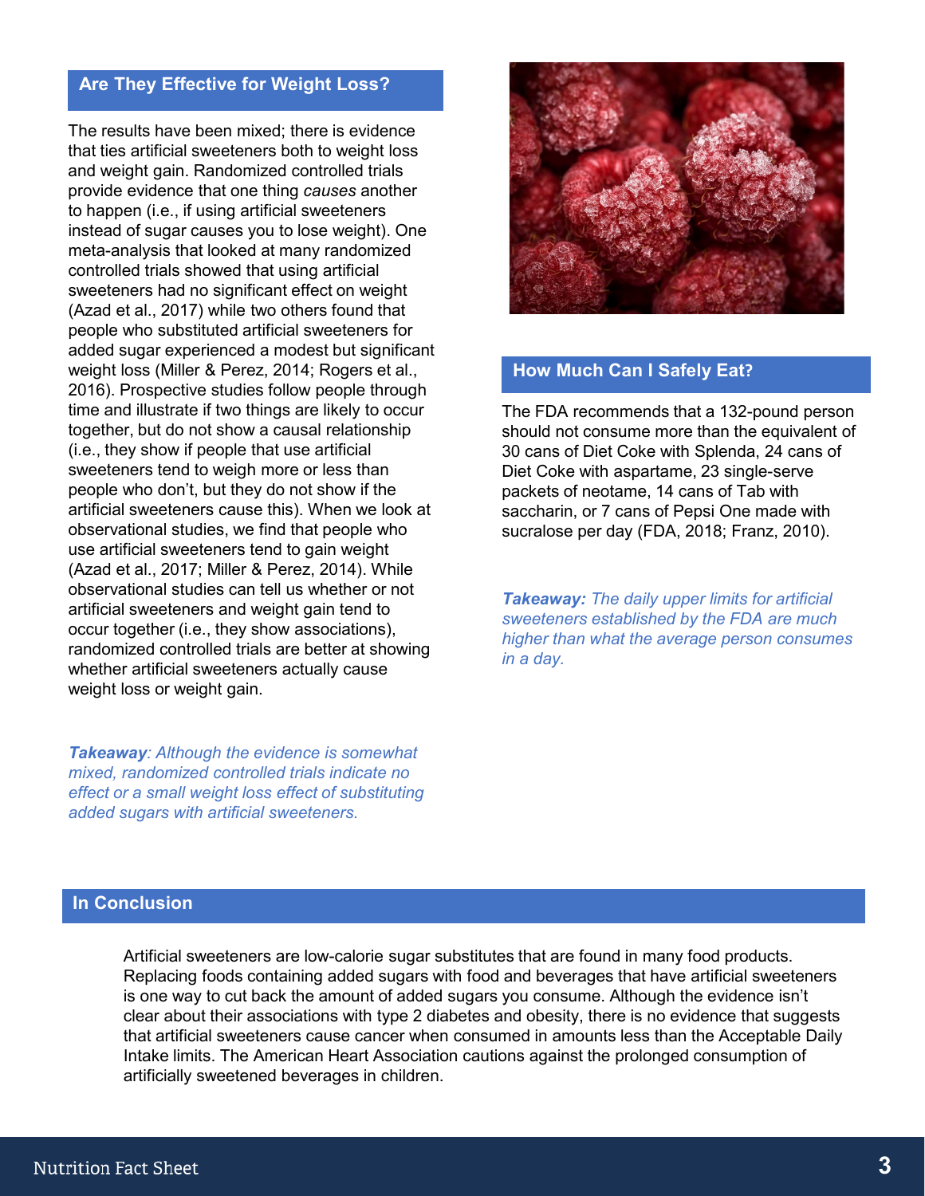## Are They Effective for Weight Loss?

The results have been mixed; there is evidence that ties artificial sweeteners both to weight loss and weight gain. Randomized controlled trials provide evidence that one thing *causes* another to happen (i.e., if using artificial sweeteners instead of sugar causes you to lose weight). One meta-analysis that looked at many randomized controlled trials showed that using artificial sweeteners had no significant effect on weight (Azad et al., 2017) while two others found that people who substituted artificial sweeteners for added sugar experienced a modest but significant weight loss (Miller & Perez, 2014; Rogers et al., 2016). Prospective studies follow people through time and illustrate if two things are likely to occur together, but do not show a causal relationship (i.e., they show if people that use artificial sweeteners tend to weigh more or less than people who don't, but they do not show if the artificial sweeteners cause this). When we look at observational studies, we find that people who use artificial sweeteners tend to gain weight (Azad et al., 2017; Miller & Perez, 2014). While observational studies can tell us whether or not artificial sweeteners and weight gain tend to occur together (i.e., they show associations), randomized controlled trials are better at showing whether artificial sweeteners actually cause weight loss or weight gain.

***Takeaway**: Although the evidence is somewhat mixed, randomized controlled trials indicate no effect or a small weight loss effect of substituting added sugars with artificial sweeteners.*

## How Much Can I Safely Eat?

The FDA recommends that a 132-pound person should not consume more than the equivalent of 30 cans of Diet Coke with Splenda, 24 cans of Diet Coke with aspartame, 23 single-serve packets of neotame, 14 cans of Tab with saccharin, or 7 cans of Pepsi One made with sucralose per day (FDA, 2018; Franz, 2010).

***Takeaway:** The daily upper limits for artificial sweeteners established by the FDA are much higher than what the average person consumes in a day.*

## In Conclusion

Artificial sweeteners are low-calorie sugar substitutes that are found in many food products. Replacing foods containing added sugars with food and beverages that have artificial sweeteners is one way to cut back the amount of added sugars you consume. Although the evidence isn't clear about their associations with type 2 diabetes and obesity, there is no evidence that suggests that artificial sweeteners cause cancer when consumed in amounts less than the Acceptable Daily Intake limits. The American Heart Association cautions against the prolonged consumption of artificially sweetened beverages in children.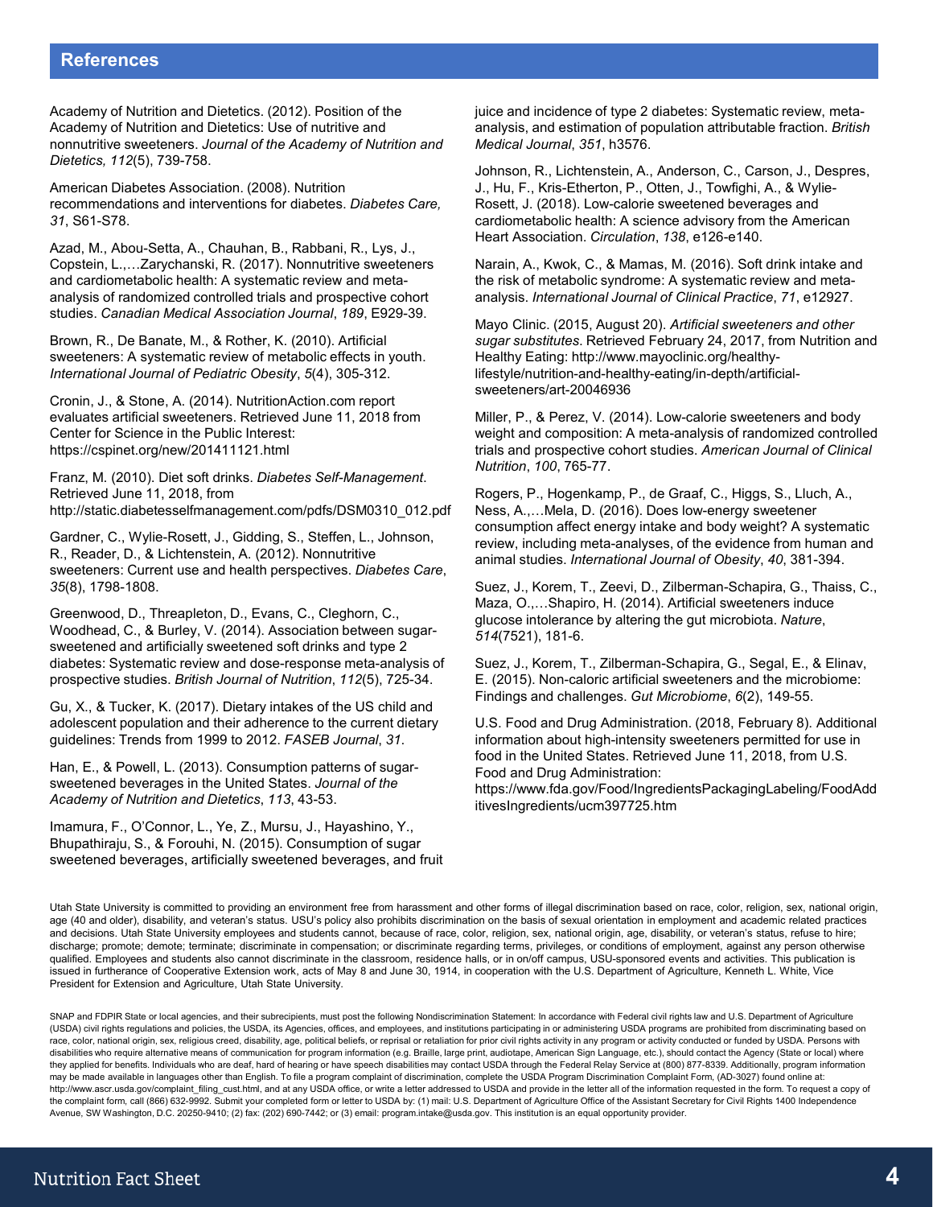## References

Academy of Nutrition and Dietetics. (2012). Position of the Academy of Nutrition and Dietetics: Use of nutritive and nonnutritive sweeteners. *Journal of the Academy of Nutrition and Dietetics, 112*(5), 739-758.

American Diabetes Association. (2008). Nutrition recommendations and interventions for diabetes. *Diabetes Care, 31*, S61-S78.

Azad, M., Abou-Setta, A., Chauhan, B., Rabbani, R., Lys, J., Copstein, L.,…Zarychanski, R. (2017). Nonnutritive sweeteners and cardiometabolic health: A systematic review and meta-analysis of randomized controlled trials and prospective cohort studies. *Canadian Medical Association Journal*, *189*, E929-39.

Brown, R., De Banate, M., & Rother, K. (2010). Artificial sweeteners: A systematic review of metabolic effects in youth. *International Journal of Pediatric Obesity*, *5*(4), 305-312.

Cronin, J., & Stone, A. (2014). NutritionAction.com report evaluates artificial sweeteners. Retrieved June 11, 2018 from Center for Science in the Public Interest: https://cspinet.org/new/201411121.html

Franz, M. (2010). Diet soft drinks. *Diabetes Self-Management*. Retrieved June 11, 2018, from http://static.diabetesselfmanagement.com/pdfs/DSM0310_012.pdf

Gardner, C., Wylie-Rosett, J., Gidding, S., Steffen, L., Johnson, R., Reader, D., & Lichtenstein, A. (2012). Nonnutritive sweeteners: Current use and health perspectives. *Diabetes Care*, *35*(8), 1798-1808.

Greenwood, D., Threapleton, D., Evans, C., Cleghorn, C., Woodhead, C., & Burley, V. (2014). Association between sugar-sweetened and artificially sweetened soft drinks and type 2 diabetes: Systematic review and dose-response meta-analysis of prospective studies. *British Journal of Nutrition*, *112*(5), 725-34.

Gu, X., & Tucker, K. (2017). Dietary intakes of the US child and adolescent population and their adherence to the current dietary guidelines: Trends from 1999 to 2012. *FASEB Journal*, *31*.

Han, E., & Powell, L. (2013). Consumption patterns of sugar-sweetened beverages in the United States. *Journal of the Academy of Nutrition and Dietetics*, *113*, 43-53.

Imamura, F., O'Connor, L., Ye, Z., Mursu, J., Hayashino, Y., Bhupathiraju, S., & Forouhi, N. (2015). Consumption of sugar sweetened beverages, artificially sweetened beverages, and fruit juice and incidence of type 2 diabetes: Systematic review, meta-analysis, and estimation of population attributable fraction. *British Medical Journal*, *351*, h3576.

Johnson, R., Lichtenstein, A., Anderson, C., Carson, J., Despres, J., Hu, F., Kris-Etherton, P., Otten, J., Towfighi, A., & Wylie-Rosett, J. (2018). Low-calorie sweetened beverages and cardiometabolic health: A science advisory from the American Heart Association. *Circulation*, *138*, e126-e140.

Narain, A., Kwok, C., & Mamas, M. (2016). Soft drink intake and the risk of metabolic syndrome: A systematic review and meta-analysis. *International Journal of Clinical Practice*, *71*, e12927.

Mayo Clinic. (2015, August 20). *Artificial sweeteners and other sugar substitutes*. Retrieved February 24, 2017, from Nutrition and Healthy Eating: http://www.mayoclinic.org/healthy-lifestyle/nutrition-and-healthy-eating/in-depth/artificial-sweeteners/art-20046936

Miller, P., & Perez, V. (2014). Low-calorie sweeteners and body weight and composition: A meta-analysis of randomized controlled trials and prospective cohort studies. *American Journal of Clinical Nutrition*, *100*, 765-77.

Rogers, P., Hogenkamp, P., de Graaf, C., Higgs, S., Lluch, A., Ness, A.,…Mela, D. (2016). Does low-energy sweetener consumption affect energy intake and body weight? A systematic review, including meta-analyses, of the evidence from human and animal studies. *International Journal of Obesity*, *40*, 381-394.

Suez, J., Korem, T., Zeevi, D., Zilberman-Schapira, G., Thaiss, C., Maza, O.,…Shapiro, H. (2014). Artificial sweeteners induce glucose intolerance by altering the gut microbiota. *Nature*, *514*(7521), 181-6.

Suez, J., Korem, T., Zilberman-Schapira, G., Segal, E., & Elinav, E. (2015). Non-caloric artificial sweeteners and the microbiome: Findings and challenges. *Gut Microbiome*, *6*(2), 149-55.

U.S. Food and Drug Administration. (2018, February 8). Additional information about high-intensity sweeteners permitted for use in food in the United States. Retrieved June 11, 2018, from U.S. Food and Drug Administration: https://www.fda.gov/Food/IngredientsPackagingLabeling/FoodAdditivesIngredients/ucm397725.htm

Utah State University is committed to providing an environment free from harassment and other forms of illegal discrimination based on race, color, religion, sex, national origin, age (40 and older), disability, and veteran's status. USU's policy also prohibits discrimination on the basis of sexual orientation in employment and academic related practices and decisions. Utah State University employees and students cannot, because of race, color, religion, sex, national origin, age, disability, or veteran's status, refuse to hire; discharge; promote; demote; terminate; discriminate in compensation; or discriminate regarding terms, privileges, or conditions of employment, against any person otherwise qualified. Employees and students also cannot discriminate in the classroom, residence halls, or in on/off campus, USU-sponsored events and activities. This publication is issued in furtherance of Cooperative Extension work, acts of May 8 and June 30, 1914, in cooperation with the U.S. Department of Agriculture, Kenneth L. White, Vice President for Extension and Agriculture, Utah State University.

SNAP and FDPIR State or local agencies, and their subrecipients, must post the following Nondiscrimination Statement: In accordance with Federal civil rights law and U.S. Department of Agriculture (USDA) civil rights regulations and policies, the USDA, its Agencies, offices, and employees, and institutions participating in or administering USDA programs are prohibited from discriminating based on race, color, national origin, sex, religious creed, disability, age, political beliefs, or reprisal or retaliation for prior civil rights activity in any program or activity conducted or funded by USDA. Persons with disabilities who require alternative means of communication for program information (e.g. Braille, large print, audiotape, American Sign Language, etc.), should contact the Agency (State or local) where they applied for benefits. Individuals who are deaf, hard of hearing or have speech disabilities may contact USDA through the Federal Relay Service at (800) 877-8339. Additionally, program information may be made available in languages other than English. To file a program complaint of discrimination, complete the USDA Program Discrimination Complaint Form, (AD-3027) found online at: http://www.ascr.usda.gov/complaint_filing_cust.html, and at any USDA office, or write a letter addressed to USDA and provide in the letter all of the information requested in the form. To request a copy of the complaint form, call (866) 632-9992. Submit your completed form or letter to USDA by: (1) mail: U.S. Department of Agriculture Office of the Assistant Secretary for Civil Rights 1400 Independence Avenue, SW Washington, D.C. 20250-9410; (2) fax: (202) 690-7442; or (3) email: program.intake@usda.gov. This institution is an equal opportunity provider.